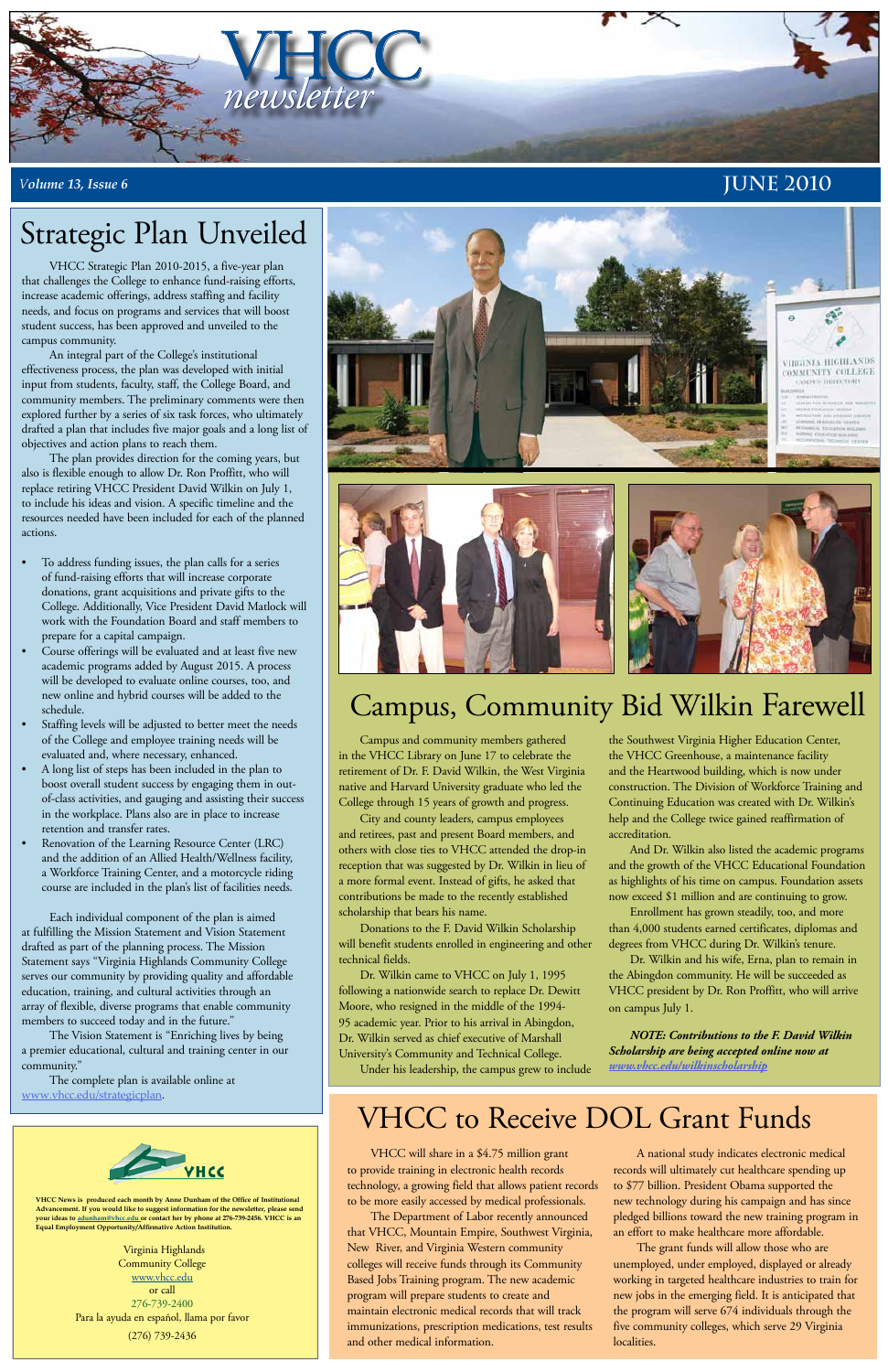# VHCC newsletter

*Volume 13, Issue 6* — **JUNE 2010**

## Strategic Plan Unveiled

VHCC Strategic Plan 2010-2015, a five-year plan that challenges the College to enhance fund-raising efforts, increase academic offerings, address staffing and facility needs, and focus on programs and services that will boost student success, has been approved and unveiled to the campus community.

An integral part of the College's institutional effectiveness process, the plan was developed with initial input from students, faculty, staff, the College Board, and community members. The preliminary comments were then explored further by a series of six task forces, who ultimately drafted a plan that includes five major goals and a long list of objectives and action plans to reach them.

The plan provides direction for the coming years, but also is flexible enough to allow Dr. Ron Proffitt, who will replace retiring VHCC President David Wilkin on July 1, to include his ideas and vision. A specific timeline and the resources needed have been included for each of the planned actions.

- To address funding issues, the plan calls for a series of fund-raising efforts that will increase corporate donations, grant acquisitions and private gifts to the College. Additionally, Vice President David Matlock will work with the Foundation Board and staff members to prepare for a capital campaign.
- Course offerings will be evaluated and at least five new academic programs added by August 2015. A process will be developed to evaluate online courses, too, and new online and hybrid courses will be added to the schedule.
- Staffing levels will be adjusted to better meet the needs of the College and employee training needs will be evaluated and, where necessary, enhanced.
- A long list of steps has been included in the plan to boost overall student success by engaging them in out-of-class activities, and gauging and assisting their success in the workplace. Plans also are in place to increase retention and transfer rates.
- Renovation of the Learning Resource Center (LRC) and the addition of an Allied Health/Wellness facility, a Workforce Training Center, and a motorcycle riding course are included in the plan's list of facilities needs.

Each individual component of the plan is aimed at fulfilling the Mission Statement and Vision Statement drafted as part of the planning process. The Mission Statement says "Virginia Highlands Community College serves our community by providing quality and affordable education, training, and cultural activities through an array of flexible, diverse programs that enable community members to succeed today and in the future."

The Vision Statement is "Enriching lives by being a premier educational, cultural and training center in our community."

The complete plan is available online at www.vhcc.edu/strategicplan.

## Campus, Community Bid Wilkin Farewell

Campus and community members gathered in the VHCC Library on June 17 to celebrate the retirement of Dr. F. David Wilkin, the West Virginia native and Harvard University graduate who led the College through 15 years of growth and progress.

City and county leaders, campus employees and retirees, past and present Board members, and others with close ties to VHCC attended the drop-in reception that was suggested by Dr. Wilkin in lieu of a more formal event. Instead of gifts, he asked that contributions be made to the recently established scholarship that bears his name.

Donations to the F. David Wilkin Scholarship will benefit students enrolled in engineering and other technical fields.

Dr. Wilkin came to VHCC on July 1, 1995 following a nationwide search to replace Dr. Dewitt Moore, who resigned in the middle of the 1994-95 academic year. Prior to his arrival in Abingdon, Dr. Wilkin served as chief executive of Marshall University's Community and Technical College.

Under his leadership, the campus grew to include the Southwest Virginia Higher Education Center, the VHCC Greenhouse, a maintenance facility and the Heartwood building, which is now under construction. The Division of Workforce Training and Continuing Education was created with Dr. Wilkin's help and the College twice gained reaffirmation of accreditation.

And Dr. Wilkin also listed the academic programs and the growth of the VHCC Educational Foundation as highlights of his time on campus. Foundation assets now exceed $1 million and are continuing to grow.

Enrollment has grown steadily, too, and more than 4,000 students earned certificates, diplomas and degrees from VHCC during Dr. Wilkin's tenure.

Dr. Wilkin and his wife, Erna, plan to remain in the Abingdon community. He will be succeeded as VHCC president by Dr. Ron Proffitt, who will arrive on campus July 1.

***NOTE: Contributions to the F. David Wilkin Scholarship are being accepted online now at www.vhcc.edu/wilkinscholarship***

## VHCC to Receive DOL Grant Funds

VHCC will share in a $4.75 million grant to provide training in electronic health records technology, a growing field that allows patient records to be more easily accessed by medical professionals.

The Department of Labor recently announced that VHCC, Mountain Empire, Southwest Virginia, New River, and Virginia Western community colleges will receive funds through its Community Based Jobs Training program. The new academic program will prepare students to create and maintain electronic medical records that will track immunizations, prescription medications, test results and other medical information.

A national study indicates electronic medical records will ultimately cut healthcare spending up to $77 billion. President Obama supported the new technology during his campaign and has since pledged billions toward the new training program in an effort to make healthcare more affordable.

The grant funds will allow those who are unemployed, under employed, displayed or already working in targeted healthcare industries to train for new jobs in the emerging field. It is anticipated that the program will serve 674 individuals through the five community colleges, which serve 29 Virginia localities.

---

VHCC

**VHCC News is produced each month by Anne Dunham of the Office of Institutional Advancement. If you would like to suggest information for the newsletter, please send your ideas to adunham@vhcc.edu or contact her by phone at 276-739-2456. VHCC is an Equal Employment Opportunity/Affirmative Action Institution.**

Virginia Highlands
Community College
www.vhcc.edu
or call
276-739-2400
Para la ayuda en español, llama por favor
(276) 739-2436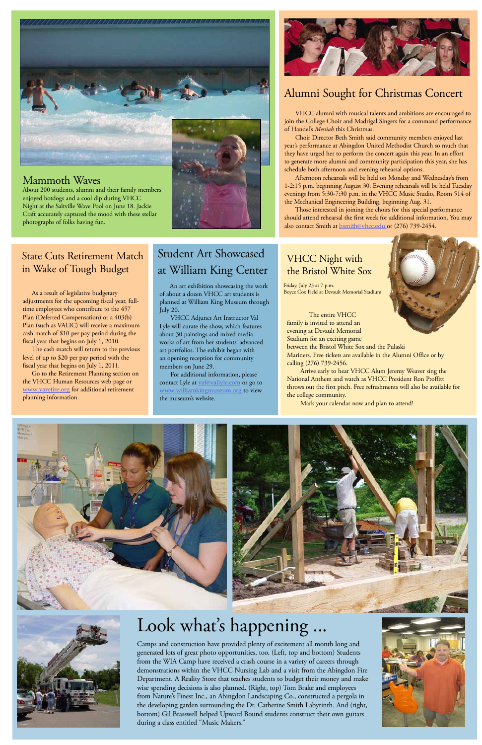## Mammoth Waves

About 200 students, alumni and their family members enjoyed hotdogs and a cool dip during VHCC Night at the Saltville Wave Pool on June 18. Jackie Craft accurately captured the mood with these stellar photographs of folks having fun.

## Alumni Sought for Christmas Concert

VHCC alumni with musical talents and ambitions are encouraged to join the College Choir and Madrigal Singers for a command performance of Handel's *Messiah* this Christmas.

Choir Director Beth Smith said community members enjoyed last year's performance at Abingdon United Methodist Church so much that they have urged her to perform the concert again this year. In an effort to generate more alumni and community participation this year, she has schedule both afternoon and evening rehearsal options.

Afternoon rehearsals will be held on Monday and Wednesday's from 1-2:15 p.m. beginning August 30. Evening rehearsals will be held Tuesday evenings from 5:30-7:30 p.m. in the VHCC Music Studio, Room 514 of the Mechanical Engineering Building, beginning Aug. 31.

Those interested in joining the choirs for this special performance should attend rehearsal the first week for additional information. You may also contact Smith at bsmith@vhcc.edu or (276) 739-2454.

## State Cuts Retirement Match in Wake of Tough Budget

As a result of legislative budgetary adjustments for the upcoming fiscal year, full-time employees who contribute to the 457 Plan (Deferred Compensation) or a 403(b) Plan (such as VALIC) will receive a maximum cash match of $10 per pay period during the fiscal year that begins on July 1, 2010.

The cash match will return to the previous level of up to $20 per pay period with the fiscal year that begins on July 1, 2011.

Go to the Retirement Planning section on the VHCC Human Resources web page or www.varetire.org for additional retirement planning information.

## Student Art Showcased at William King Center

An art exhibition showcasing the work of about a dozen VHCC art students is planned at William King Museum through July 20.

VHCC Adjunct Art Instructor Val Lyle will curate the show, which features about 30 paintings and mixed media works of art from her students' advanced art portfolios. The exhibit began with an opening reception for community members on June 29.

For additional information, please contact Lyle at val@vallyle.com or go to www.williamkingmuseum.org to view the museum's website.

## VHCC Night with the Bristol White Sox

Friday, July 23 at 7 p.m.
Boyce Cox Field at Devault Memorial Stadium

The entire VHCC family is invited to attend an evening at Devault Memorial Stadium for an exciting game between the Bristol White Sox and the Pulaski Mariners. Free tickets are available in the Alumni Office or by calling (276) 739-2456.

Arrive early to hear VHCC Alum Jeremy Weaver sing the National Anthem and watch as VHCC President Ron Proffitt throws out the first pitch. Free refreshments will also be available for the college community.

Mark your calendar now and plan to attend!

# Look what's happening ...

Camps and construction have provided plenty of excitement all month long and generated lots of great photo opportunities, too. (Left, top and bottom) Students from the WIA Camp have received a crash course in a variety of careers through demonstrations within the VHCC Nursing Lab and a visit from the Abingdon Fire Department. A Reality Store that teaches students to budget their money and make wise spending decisions is also planned. (Right, top) Tom Brake and employees from Nature's Finest Inc., an Abingdon Landscaping Co., constructed a pergola in the developing garden surrounding the Dr. Catherine Smith Labyrinth. And (right, bottom) Gil Braswell helped Upward Bound students construct their own guitars during a class entitled "Music Makers."